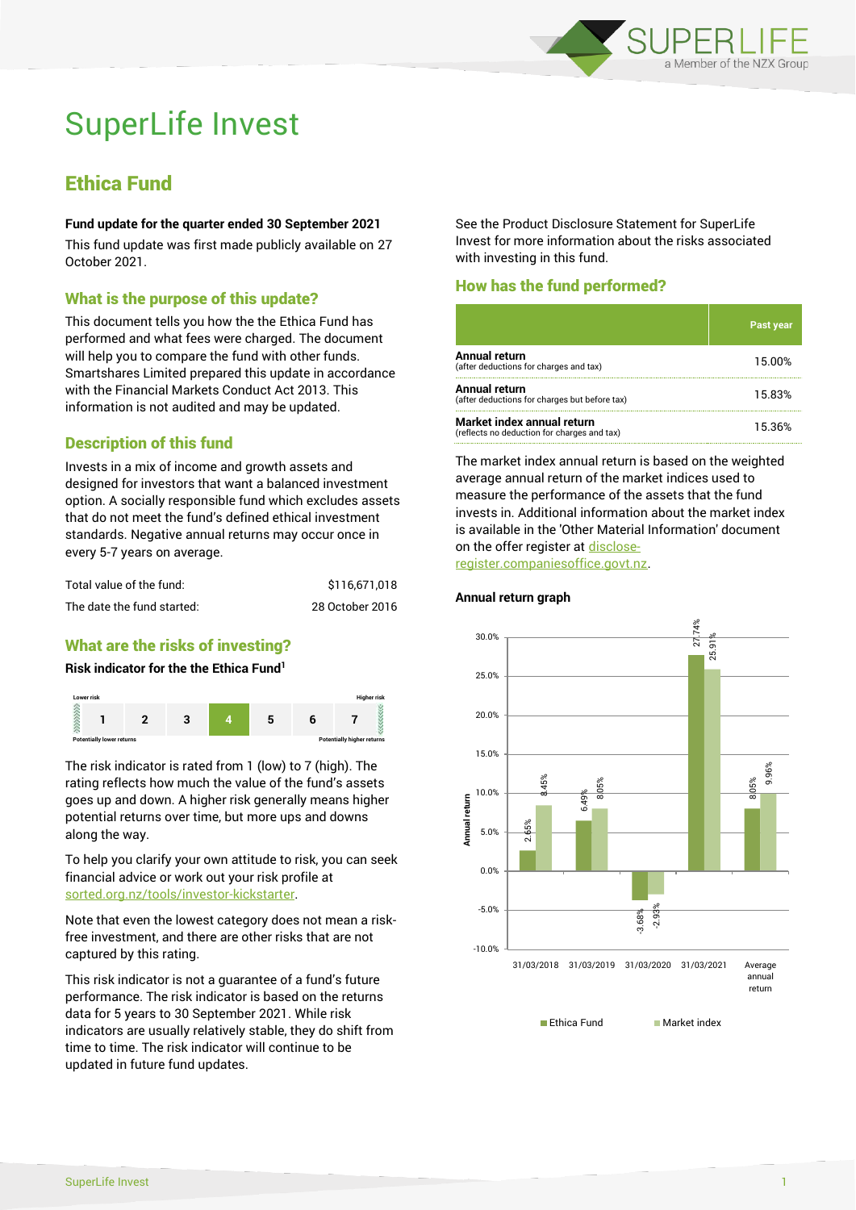# SuperLife Invest

## Ethica Fund

**Fund update for the quarter ended 30 September 2021**

This fund update was first made publicly available on 27 October 2021.

### What is the purpose of this update?

This document tells you how the Ethica Fund has performed and what fees were charged. The document will help you to compare the fund with other funds. Smartshares Limited prepared this update in accordance with the Financial Markets Conduct Act 2013. This information is not audited and may be updated.

### Description of this fund

Invests in a mix of income and growth assets and designed for investors that want a balanced investment option. A socially responsible fund which excludes assets that do not meet the fund's defined ethical investment standards. Negative annual returns may occur once in every 5-7 years on average.

| | |
|---|---|
| Total value of the fund: | $116,671,018 |
| The date the fund started: | 28 October 2016 |

### What are the risks of investing?

**Risk indicator for the the Ethica Fund**[1]

Lower risk — Higher risk

1 2 3 **4** 5 6 7

Potentially lower returns — Potentially higher returns

The risk indicator is rated from 1 (low) to 7 (high). The rating reflects how much the value of the fund's assets goes up and down. A higher risk generally means higher potential returns over time, but more ups and downs along the way.

To help you clarify your own attitude to risk, you can seek financial advice or work out your risk profile at sorted.org.nz/tools/investor-kickstarter.

Note that even the lowest category does not mean a risk-free investment, and there are other risks that are not captured by this rating.

This risk indicator is not a guarantee of a fund's future performance. The risk indicator is based on the returns data for 5 years to 30 September 2021. While risk indicators are usually relatively stable, they do shift from time to time. The risk indicator will continue to be updated in future fund updates.

See the Product Disclosure Statement for SuperLife Invest for more information about the risks associated with investing in this fund.

### How has the fund performed?

| | Past year |
|---|---|
| **Annual return** (after deductions for charges and tax) | 15.00% |
| **Annual return** (after deductions for charges but before tax) | 15.83% |
| **Market index annual return** (reflects no deduction for charges and tax) | 15.36% |

The market index annual return is based on the weighted average annual return of the market indices used to measure the performance of the assets that the fund invests in. Additional information about the market index is available in the 'Other Material Information' document on the offer register at disclose-register.companiesoffice.govt.nz.

**Annual return graph**

Annual return

30.0%
25.0%
20.0%
15.0%
10.0%
5.0%
0.0%
-5.0%
-10.0%

31/03/2018: 2.65%, 8.45%
31/03/2019: 6.49%, 8.05%
31/03/2020: -3.68%, -2.93%
31/03/2021: 27.74%, 25.91%
Average annual return: 8.05%, 9.96%

Ethica Fund
Market index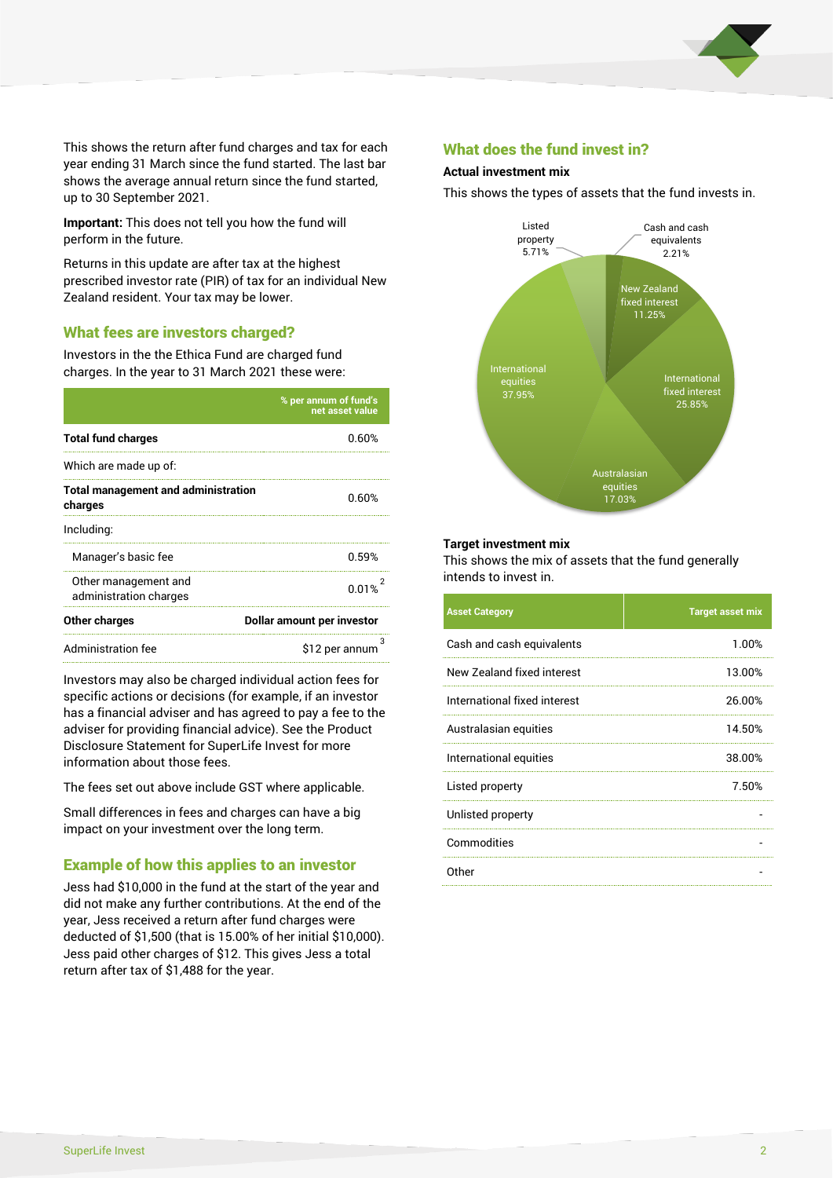This shows the return after fund charges and tax for each year ending 31 March since the fund started. The last bar shows the average annual return since the fund started, up to 30 September 2021.

**Important:** This does not tell you how the fund will perform in the future.

Returns in this update are after tax at the highest prescribed investor rate (PIR) of tax for an individual New Zealand resident. Your tax may be lower.

## What fees are investors charged?

Investors in the the Ethica Fund are charged fund charges. In the year to 31 March 2021 these were:

| | % per annum of fund's net asset value |
|---|---|
| **Total fund charges** | 0.60% |
| Which are made up of: | |
| **Total management and administration charges** | 0.60% |
| Including: | |
| Manager's basic fee | 0.59% |
| Other management and administration charges | 0.01% [2] |
| **Other charges** | **Dollar amount per investor** |
| Administration fee | $12 per annum [3] |

Investors may also be charged individual action fees for specific actions or decisions (for example, if an investor has a financial adviser and has agreed to pay a fee to the adviser for providing financial advice). See the Product Disclosure Statement for SuperLife Invest for more information about those fees.

The fees set out above include GST where applicable.

Small differences in fees and charges can have a big impact on your investment over the long term.

## Example of how this applies to an investor

Jess had $10,000 in the fund at the start of the year and did not make any further contributions. At the end of the year, Jess received a return after fund charges were deducted of $1,500 (that is 15.00% of her initial $10,000). Jess paid other charges of $12. This gives Jess a total return after tax of $1,488 for the year.

## What does the fund invest in?

**Actual investment mix**

This shows the types of assets that the fund invests in.

Listed property 5.71%
Cash and cash equivalents 2.21%
New Zealand fixed interest 11.25%
International fixed interest 25.85%
Australasian equities 17.03%
International equities 37.95%

**Target investment mix**

This shows the mix of assets that the fund generally intends to invest in.

| Asset Category | Target asset mix |
|---|---|
| Cash and cash equivalents | 1.00% |
| New Zealand fixed interest | 13.00% |
| International fixed interest | 26.00% |
| Australasian equities | 14.50% |
| International equities | 38.00% |
| Listed property | 7.50% |
| Unlisted property | - |
| Commodities | - |
| Other | - |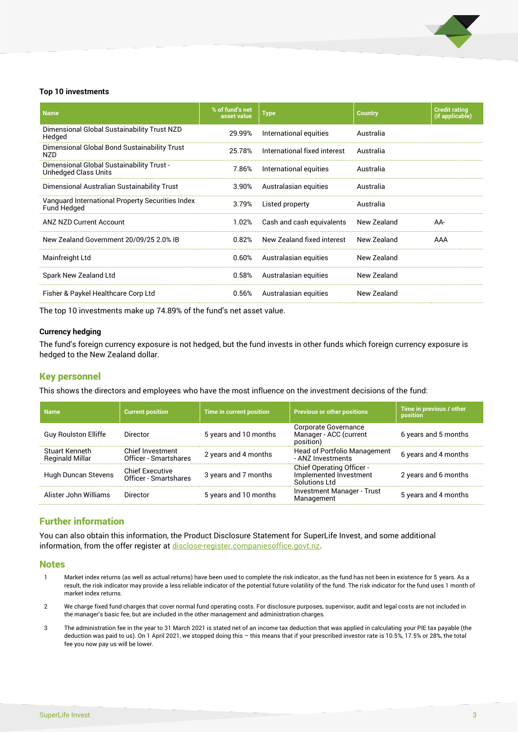### Top 10 investments

| Name | % of fund's net asset value | Type | Country | Credit rating (if applicable) |
|---|---|---|---|---|
| Dimensional Global Sustainability Trust NZD Hedged | 29.99% | International equities | Australia | |
| Dimensional Global Bond Sustainability Trust NZD | 25.78% | International fixed interest | Australia | |
| Dimensional Global Sustainability Trust - Unhedged Class Units | 7.86% | International equities | Australia | |
| Dimensional Australian Sustainability Trust | 3.90% | Australasian equities | Australia | |
| Vanguard International Property Securities Index Fund Hedged | 3.79% | Listed property | Australia | |
| ANZ NZD Current Account | 1.02% | Cash and cash equivalents | New Zealand | AA- |
| New Zealand Government 20/09/25 2.0% IB | 0.82% | New Zealand fixed interest | New Zealand | AAA |
| Mainfreight Ltd | 0.60% | Australasian equities | New Zealand | |
| Spark New Zealand Ltd | 0.58% | Australasian equities | New Zealand | |
| Fisher & Paykel Healthcare Corp Ltd | 0.56% | Australasian equities | New Zealand | |

The top 10 investments make up 74.89% of the fund's net asset value.

### Currency hedging

The fund's foreign currency exposure is not hedged, but the fund invests in other funds which foreign currency exposure is hedged to the New Zealand dollar.

## Key personnel

This shows the directors and employees who have the most influence on the investment decisions of the fund:

| Name | Current position | Time in current position | Previous or other positions | Time in previous / other position |
|---|---|---|---|---|
| Guy Roulston Elliffe | Director | 5 years and 10 months | Corporate Governance Manager - ACC (current position) | 6 years and 5 months |
| Stuart Kenneth Reginald Millar | Chief Investment Officer - Smartshares | 2 years and 4 months | Head of Portfolio Management - ANZ Investments | 6 years and 4 months |
| Hugh Duncan Stevens | Chief Executive Officer - Smartshares | 3 years and 7 months | Chief Operating Officer - Implemented Investment Solutions Ltd | 2 years and 6 months |
| Alister John Williams | Director | 5 years and 10 months | Investment Manager - Trust Management | 5 years and 4 months |

## Further information

You can also obtain this information, the Product Disclosure Statement for SuperLife Invest, and some additional information, from the offer register at disclose-register.companiesoffice.govt.nz.

## Notes

1. Market index returns (as well as actual returns) have been used to complete the risk indicator, as the fund has not been in existence for 5 years. As a result, the risk indicator may provide a less reliable indicator of the potential future volatility of the fund. The risk indicator for the fund uses 1 month of market index returns.

2. We charge fixed fund charges that cover normal fund operating costs. For disclosure purposes, supervisor, audit and legal costs are not included in the manager's basic fee, but are included in the other management and administration charges.

3. The administration fee in the year to 31 March 2021 is stated net of an income tax deduction that was applied in calculating your PIE tax payable (the deduction was paid to us). On 1 April 2021, we stopped doing this – this means that if your prescribed investor rate is 10.5%, 17.5% or 28%, the total fee you now pay us will be lower.